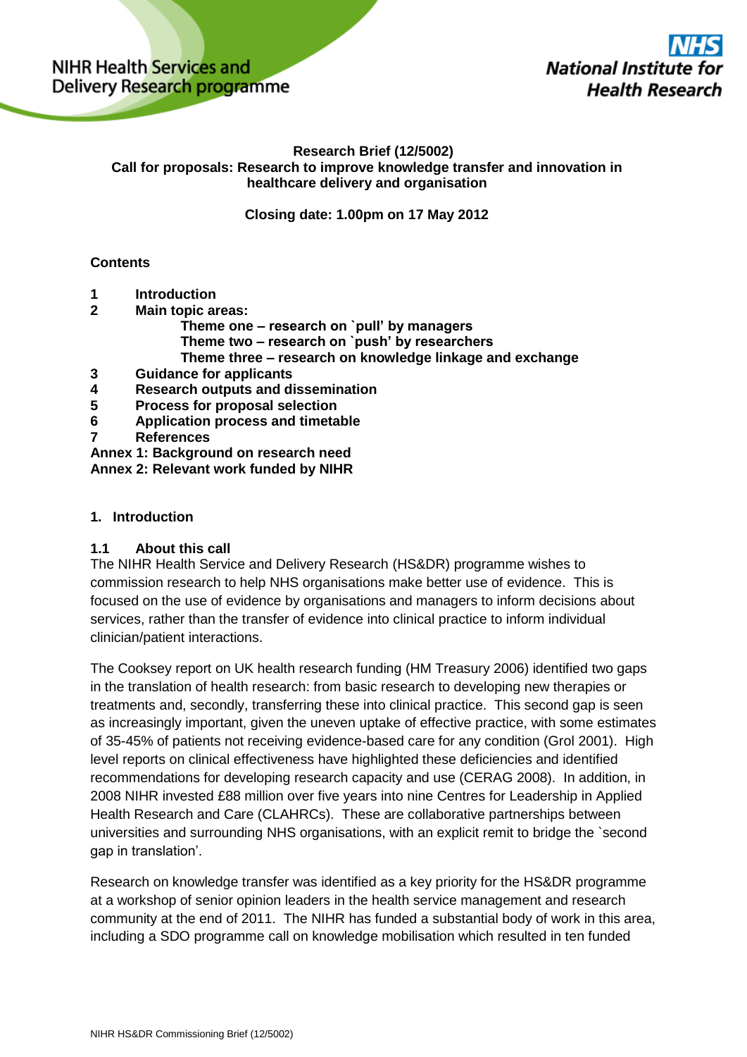NIHR Health Services and Delivery Research programme

NHS National Institute for Health Research

**Research Brief (12/5002)**
**Call for proposals: Research to improve knowledge transfer and innovation in healthcare delivery and organisation**

**Closing date: 1.00pm on 17 May 2012**

**Contents**

**1 Introduction**
**2 Main topic areas:**
- **Theme one – research on `pull' by managers**
- **Theme two – research on `push' by researchers**
- **Theme three – research on knowledge linkage and exchange**

**3 Guidance for applicants**
**4 Research outputs and dissemination**
**5 Process for proposal selection**
**6 Application process and timetable**
**7 References**
**Annex 1: Background on research need**
**Annex 2: Relevant work funded by NIHR**

## 1. Introduction

### 1.1 About this call

The NIHR Health Service and Delivery Research (HS&DR) programme wishes to commission research to help NHS organisations make better use of evidence. This is focused on the use of evidence by organisations and managers to inform decisions about services, rather than the transfer of evidence into clinical practice to inform individual clinician/patient interactions.

The Cooksey report on UK health research funding (HM Treasury 2006) identified two gaps in the translation of health research: from basic research to developing new therapies or treatments and, secondly, transferring these into clinical practice. This second gap is seen as increasingly important, given the uneven uptake of effective practice, with some estimates of 35-45% of patients not receiving evidence-based care for any condition (Grol 2001). High level reports on clinical effectiveness have highlighted these deficiencies and identified recommendations for developing research capacity and use (CERAG 2008). In addition, in 2008 NIHR invested £88 million over five years into nine Centres for Leadership in Applied Health Research and Care (CLAHRCs). These are collaborative partnerships between universities and surrounding NHS organisations, with an explicit remit to bridge the `second gap in translation'.

Research on knowledge transfer was identified as a key priority for the HS&DR programme at a workshop of senior opinion leaders in the health service management and research community at the end of 2011. The NIHR has funded a substantial body of work in this area, including a SDO programme call on knowledge mobilisation which resulted in ten funded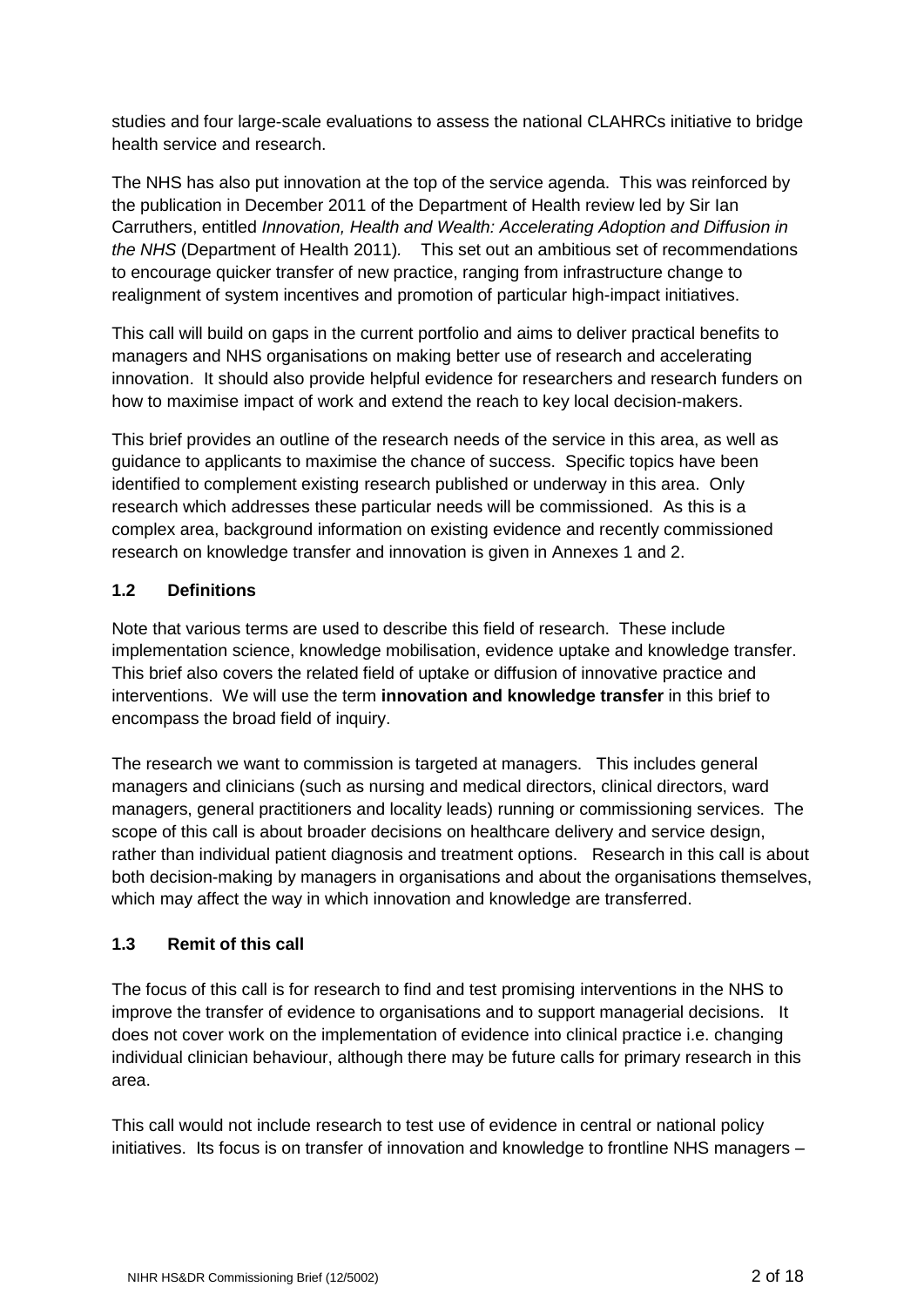studies and four large-scale evaluations to assess the national CLAHRCs initiative to bridge health service and research.

The NHS has also put innovation at the top of the service agenda. This was reinforced by the publication in December 2011 of the Department of Health review led by Sir Ian Carruthers, entitled *Innovation, Health and Wealth: Accelerating Adoption and Diffusion in the NHS* (Department of Health 2011). This set out an ambitious set of recommendations to encourage quicker transfer of new practice, ranging from infrastructure change to realignment of system incentives and promotion of particular high-impact initiatives.

This call will build on gaps in the current portfolio and aims to deliver practical benefits to managers and NHS organisations on making better use of research and accelerating innovation. It should also provide helpful evidence for researchers and research funders on how to maximise impact of work and extend the reach to key local decision-makers.

This brief provides an outline of the research needs of the service in this area, as well as guidance to applicants to maximise the chance of success. Specific topics have been identified to complement existing research published or underway in this area. Only research which addresses these particular needs will be commissioned. As this is a complex area, background information on existing evidence and recently commissioned research on knowledge transfer and innovation is given in Annexes 1 and 2.

### 1.2 Definitions

Note that various terms are used to describe this field of research. These include implementation science, knowledge mobilisation, evidence uptake and knowledge transfer. This brief also covers the related field of uptake or diffusion of innovative practice and interventions. We will use the term **innovation and knowledge transfer** in this brief to encompass the broad field of inquiry.

The research we want to commission is targeted at managers. This includes general managers and clinicians (such as nursing and medical directors, clinical directors, ward managers, general practitioners and locality leads) running or commissioning services. The scope of this call is about broader decisions on healthcare delivery and service design, rather than individual patient diagnosis and treatment options. Research in this call is about both decision-making by managers in organisations and about the organisations themselves, which may affect the way in which innovation and knowledge are transferred.

### 1.3 Remit of this call

The focus of this call is for research to find and test promising interventions in the NHS to improve the transfer of evidence to organisations and to support managerial decisions. It does not cover work on the implementation of evidence into clinical practice i.e. changing individual clinician behaviour, although there may be future calls for primary research in this area.

This call would not include research to test use of evidence in central or national policy initiatives. Its focus is on transfer of innovation and knowledge to frontline NHS managers –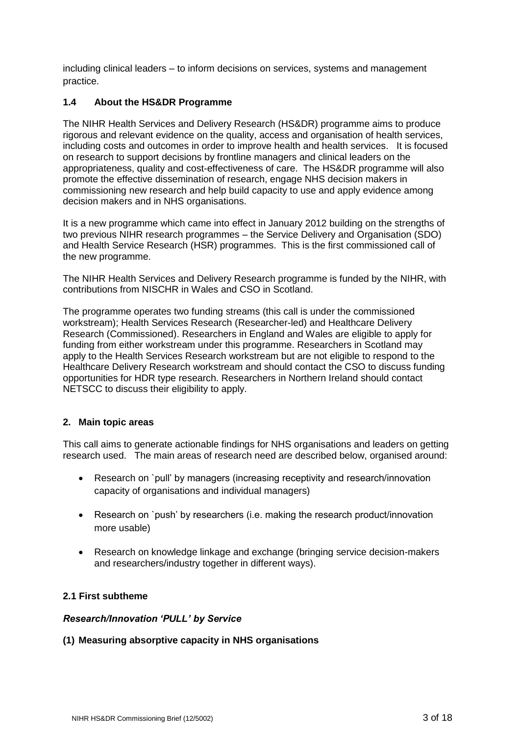including clinical leaders – to inform decisions on services, systems and management practice.

### 1.4 About the HS&DR Programme

The NIHR Health Services and Delivery Research (HS&DR) programme aims to produce rigorous and relevant evidence on the quality, access and organisation of health services, including costs and outcomes in order to improve health and health services. It is focused on research to support decisions by frontline managers and clinical leaders on the appropriateness, quality and cost-effectiveness of care. The HS&DR programme will also promote the effective dissemination of research, engage NHS decision makers in commissioning new research and help build capacity to use and apply evidence among decision makers and in NHS organisations.

It is a new programme which came into effect in January 2012 building on the strengths of two previous NIHR research programmes – the Service Delivery and Organisation (SDO) and Health Service Research (HSR) programmes. This is the first commissioned call of the new programme.

The NIHR Health Services and Delivery Research programme is funded by the NIHR, with contributions from NISCHR in Wales and CSO in Scotland.

The programme operates two funding streams (this call is under the commissioned workstream); Health Services Research (Researcher-led) and Healthcare Delivery Research (Commissioned). Researchers in England and Wales are eligible to apply for funding from either workstream under this programme. Researchers in Scotland may apply to the Health Services Research workstream but are not eligible to respond to the Healthcare Delivery Research workstream and should contact the CSO to discuss funding opportunities for HDR type research. Researchers in Northern Ireland should contact NETSCC to discuss their eligibility to apply.

## 2. Main topic areas

This call aims to generate actionable findings for NHS organisations and leaders on getting research used. The main areas of research need are described below, organised around:

- Research on `pull' by managers (increasing receptivity and research/innovation capacity of organisations and individual managers)
- Research on `push' by researchers (i.e. making the research product/innovation more usable)
- Research on knowledge linkage and exchange (bringing service decision-makers and researchers/industry together in different ways).

### 2.1 First subtheme

***Research/Innovation 'PULL' by Service***

**(1) Measuring absorptive capacity in NHS organisations**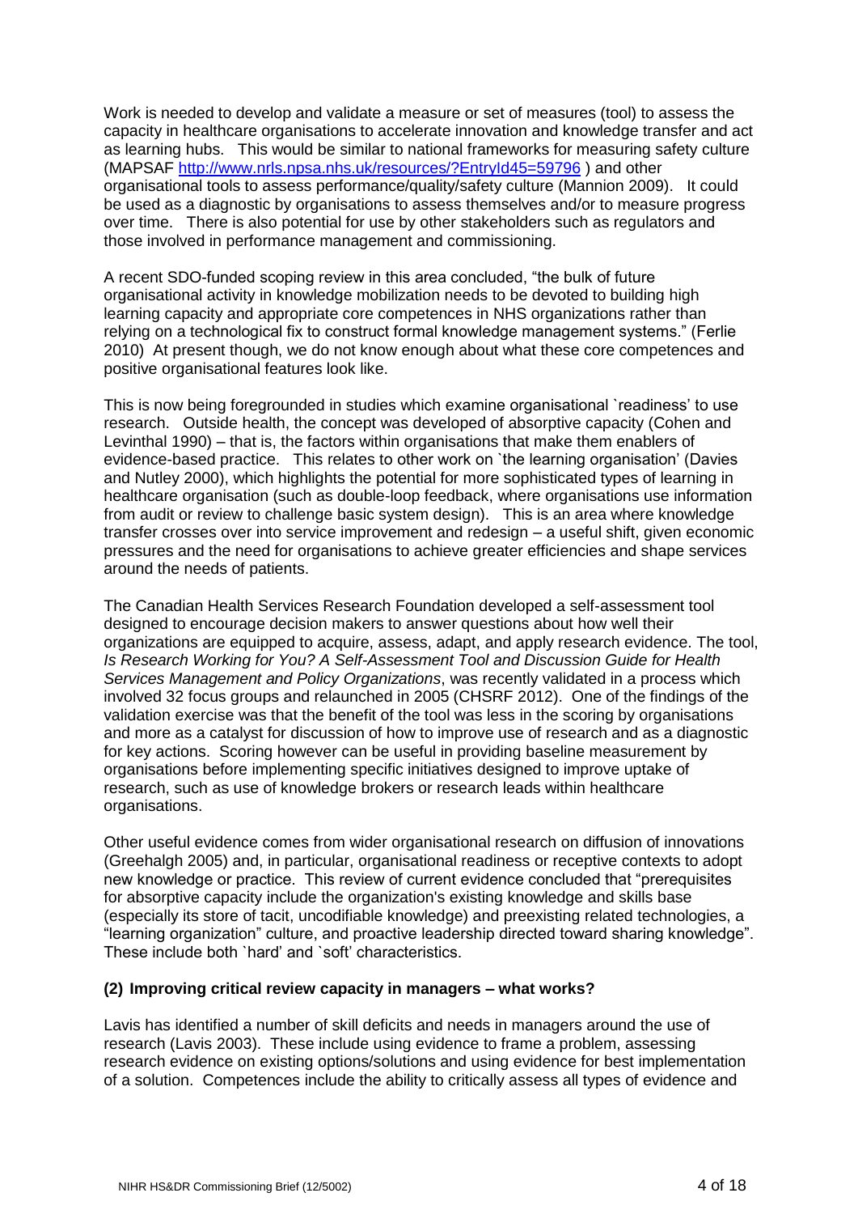Work is needed to develop and validate a measure or set of measures (tool) to assess the capacity in healthcare organisations to accelerate innovation and knowledge transfer and act as learning hubs. This would be similar to national frameworks for measuring safety culture (MAPSAF http://www.nrls.npsa.nhs.uk/resources/?EntryId45=59796 ) and other organisational tools to assess performance/quality/safety culture (Mannion 2009). It could be used as a diagnostic by organisations to assess themselves and/or to measure progress over time. There is also potential for use by other stakeholders such as regulators and those involved in performance management and commissioning.

A recent SDO-funded scoping review in this area concluded, "the bulk of future organisational activity in knowledge mobilization needs to be devoted to building high learning capacity and appropriate core competences in NHS organizations rather than relying on a technological fix to construct formal knowledge management systems." (Ferlie 2010) At present though, we do not know enough about what these core competences and positive organisational features look like.

This is now being foregrounded in studies which examine organisational `readiness' to use research. Outside health, the concept was developed of absorptive capacity (Cohen and Levinthal 1990) – that is, the factors within organisations that make them enablers of evidence-based practice. This relates to other work on `the learning organisation' (Davies and Nutley 2000), which highlights the potential for more sophisticated types of learning in healthcare organisation (such as double-loop feedback, where organisations use information from audit or review to challenge basic system design). This is an area where knowledge transfer crosses over into service improvement and redesign – a useful shift, given economic pressures and the need for organisations to achieve greater efficiencies and shape services around the needs of patients.

The Canadian Health Services Research Foundation developed a self-assessment tool designed to encourage decision makers to answer questions about how well their organizations are equipped to acquire, assess, adapt, and apply research evidence. The tool, *Is Research Working for You? A Self-Assessment Tool and Discussion Guide for Health Services Management and Policy Organizations*, was recently validated in a process which involved 32 focus groups and relaunched in 2005 (CHSRF 2012). One of the findings of the validation exercise was that the benefit of the tool was less in the scoring by organisations and more as a catalyst for discussion of how to improve use of research and as a diagnostic for key actions. Scoring however can be useful in providing baseline measurement by organisations before implementing specific initiatives designed to improve uptake of research, such as use of knowledge brokers or research leads within healthcare organisations.

Other useful evidence comes from wider organisational research on diffusion of innovations (Greehalgh 2005) and, in particular, organisational readiness or receptive contexts to adopt new knowledge or practice. This review of current evidence concluded that "prerequisites for absorptive capacity include the organization's existing knowledge and skills base (especially its store of tacit, uncodifiable knowledge) and preexisting related technologies, a "learning organization" culture, and proactive leadership directed toward sharing knowledge". These include both `hard' and `soft' characteristics.

### (2) Improving critical review capacity in managers – what works?

Lavis has identified a number of skill deficits and needs in managers around the use of research (Lavis 2003). These include using evidence to frame a problem, assessing research evidence on existing options/solutions and using evidence for best implementation of a solution. Competences include the ability to critically assess all types of evidence and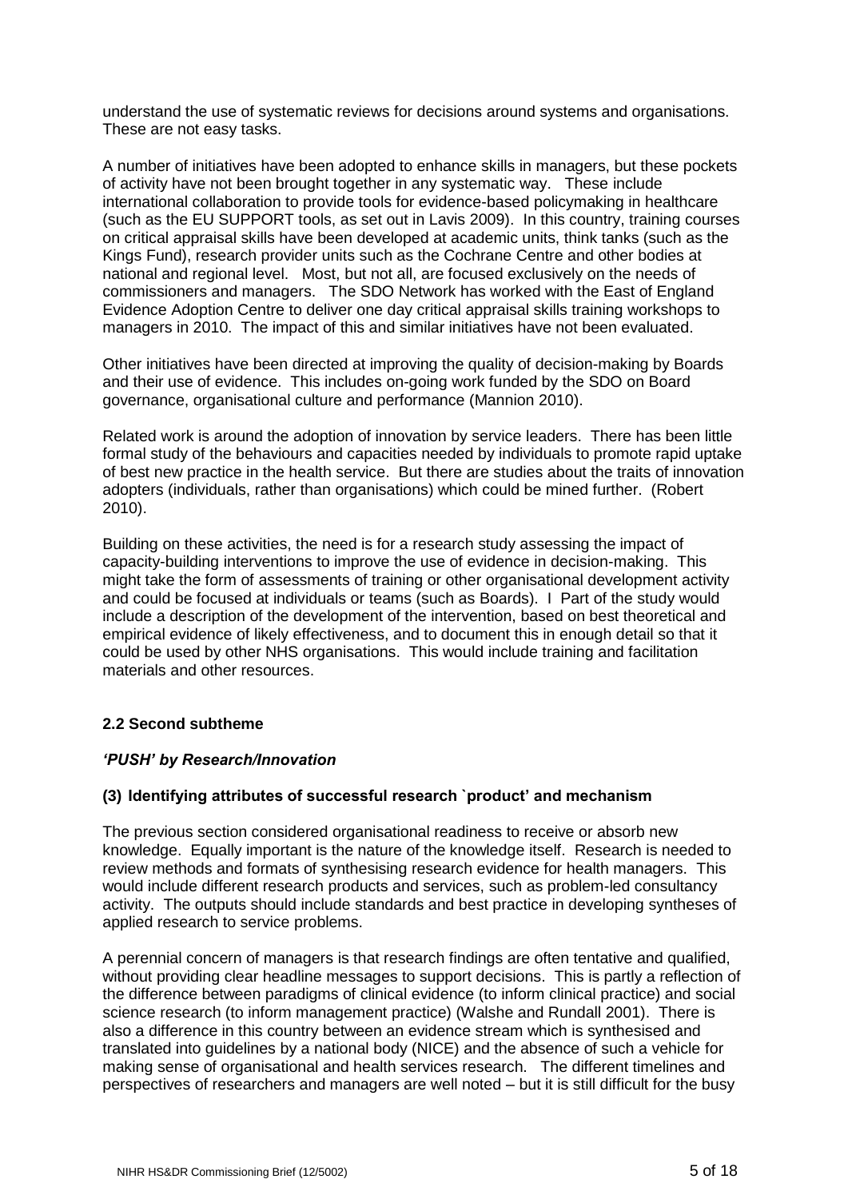understand the use of systematic reviews for decisions around systems and organisations. These are not easy tasks.

A number of initiatives have been adopted to enhance skills in managers, but these pockets of activity have not been brought together in any systematic way. These include international collaboration to provide tools for evidence-based policymaking in healthcare (such as the EU SUPPORT tools, as set out in Lavis 2009). In this country, training courses on critical appraisal skills have been developed at academic units, think tanks (such as the Kings Fund), research provider units such as the Cochrane Centre and other bodies at national and regional level. Most, but not all, are focused exclusively on the needs of commissioners and managers. The SDO Network has worked with the East of England Evidence Adoption Centre to deliver one day critical appraisal skills training workshops to managers in 2010. The impact of this and similar initiatives have not been evaluated.

Other initiatives have been directed at improving the quality of decision-making by Boards and their use of evidence. This includes on-going work funded by the SDO on Board governance, organisational culture and performance (Mannion 2010).

Related work is around the adoption of innovation by service leaders. There has been little formal study of the behaviours and capacities needed by individuals to promote rapid uptake of best new practice in the health service. But there are studies about the traits of innovation adopters (individuals, rather than organisations) which could be mined further. (Robert 2010).

Building on these activities, the need is for a research study assessing the impact of capacity-building interventions to improve the use of evidence in decision-making. This might take the form of assessments of training or other organisational development activity and could be focused at individuals or teams (such as Boards). I Part of the study would include a description of the development of the intervention, based on best theoretical and empirical evidence of likely effectiveness, and to document this in enough detail so that it could be used by other NHS organisations. This would include training and facilitation materials and other resources.

### 2.2 Second subtheme

#### *'PUSH' by Research/Innovation*

#### (3) Identifying attributes of successful research `product' and mechanism

The previous section considered organisational readiness to receive or absorb new knowledge. Equally important is the nature of the knowledge itself. Research is needed to review methods and formats of synthesising research evidence for health managers. This would include different research products and services, such as problem-led consultancy activity. The outputs should include standards and best practice in developing syntheses of applied research to service problems.

A perennial concern of managers is that research findings are often tentative and qualified, without providing clear headline messages to support decisions. This is partly a reflection of the difference between paradigms of clinical evidence (to inform clinical practice) and social science research (to inform management practice) (Walshe and Rundall 2001). There is also a difference in this country between an evidence stream which is synthesised and translated into guidelines by a national body (NICE) and the absence of such a vehicle for making sense of organisational and health services research. The different timelines and perspectives of researchers and managers are well noted – but it is still difficult for the busy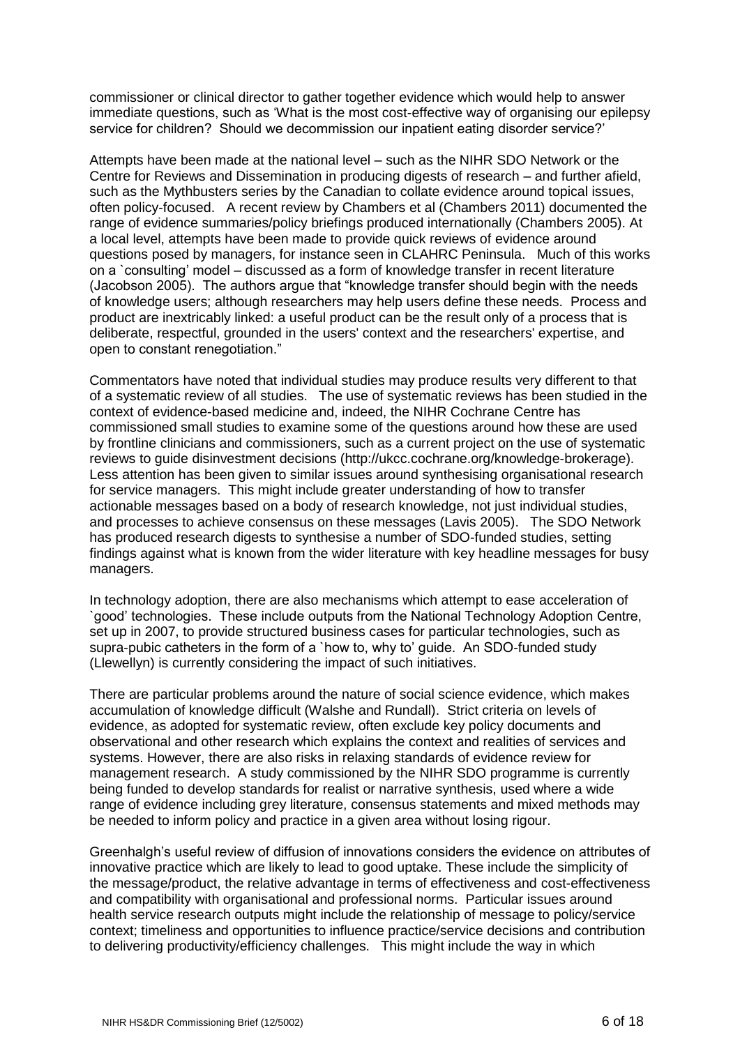commissioner or clinical director to gather together evidence which would help to answer immediate questions, such as 'What is the most cost-effective way of organising our epilepsy service for children? Should we decommission our inpatient eating disorder service?'

Attempts have been made at the national level – such as the NIHR SDO Network or the Centre for Reviews and Dissemination in producing digests of research – and further afield, such as the Mythbusters series by the Canadian to collate evidence around topical issues, often policy-focused. A recent review by Chambers et al (Chambers 2011) documented the range of evidence summaries/policy briefings produced internationally (Chambers 2005). At a local level, attempts have been made to provide quick reviews of evidence around questions posed by managers, for instance seen in CLAHRC Peninsula. Much of this works on a `consulting' model – discussed as a form of knowledge transfer in recent literature (Jacobson 2005). The authors argue that "knowledge transfer should begin with the needs of knowledge users; although researchers may help users define these needs. Process and product are inextricably linked: a useful product can be the result only of a process that is deliberate, respectful, grounded in the users' context and the researchers' expertise, and open to constant renegotiation."

Commentators have noted that individual studies may produce results very different to that of a systematic review of all studies. The use of systematic reviews has been studied in the context of evidence-based medicine and, indeed, the NIHR Cochrane Centre has commissioned small studies to examine some of the questions around how these are used by frontline clinicians and commissioners, such as a current project on the use of systematic reviews to guide disinvestment decisions (http://ukcc.cochrane.org/knowledge-brokerage). Less attention has been given to similar issues around synthesising organisational research for service managers. This might include greater understanding of how to transfer actionable messages based on a body of research knowledge, not just individual studies, and processes to achieve consensus on these messages (Lavis 2005). The SDO Network has produced research digests to synthesise a number of SDO-funded studies, setting findings against what is known from the wider literature with key headline messages for busy managers.

In technology adoption, there are also mechanisms which attempt to ease acceleration of `good' technologies. These include outputs from the National Technology Adoption Centre, set up in 2007, to provide structured business cases for particular technologies, such as supra-pubic catheters in the form of a `how to, why to' guide. An SDO-funded study (Llewellyn) is currently considering the impact of such initiatives.

There are particular problems around the nature of social science evidence, which makes accumulation of knowledge difficult (Walshe and Rundall). Strict criteria on levels of evidence, as adopted for systematic review, often exclude key policy documents and observational and other research which explains the context and realities of services and systems. However, there are also risks in relaxing standards of evidence review for management research. A study commissioned by the NIHR SDO programme is currently being funded to develop standards for realist or narrative synthesis, used where a wide range of evidence including grey literature, consensus statements and mixed methods may be needed to inform policy and practice in a given area without losing rigour.

Greenhalgh's useful review of diffusion of innovations considers the evidence on attributes of innovative practice which are likely to lead to good uptake. These include the simplicity of the message/product, the relative advantage in terms of effectiveness and cost-effectiveness and compatibility with organisational and professional norms. Particular issues around health service research outputs might include the relationship of message to policy/service context; timeliness and opportunities to influence practice/service decisions and contribution to delivering productivity/efficiency challenges. This might include the way in which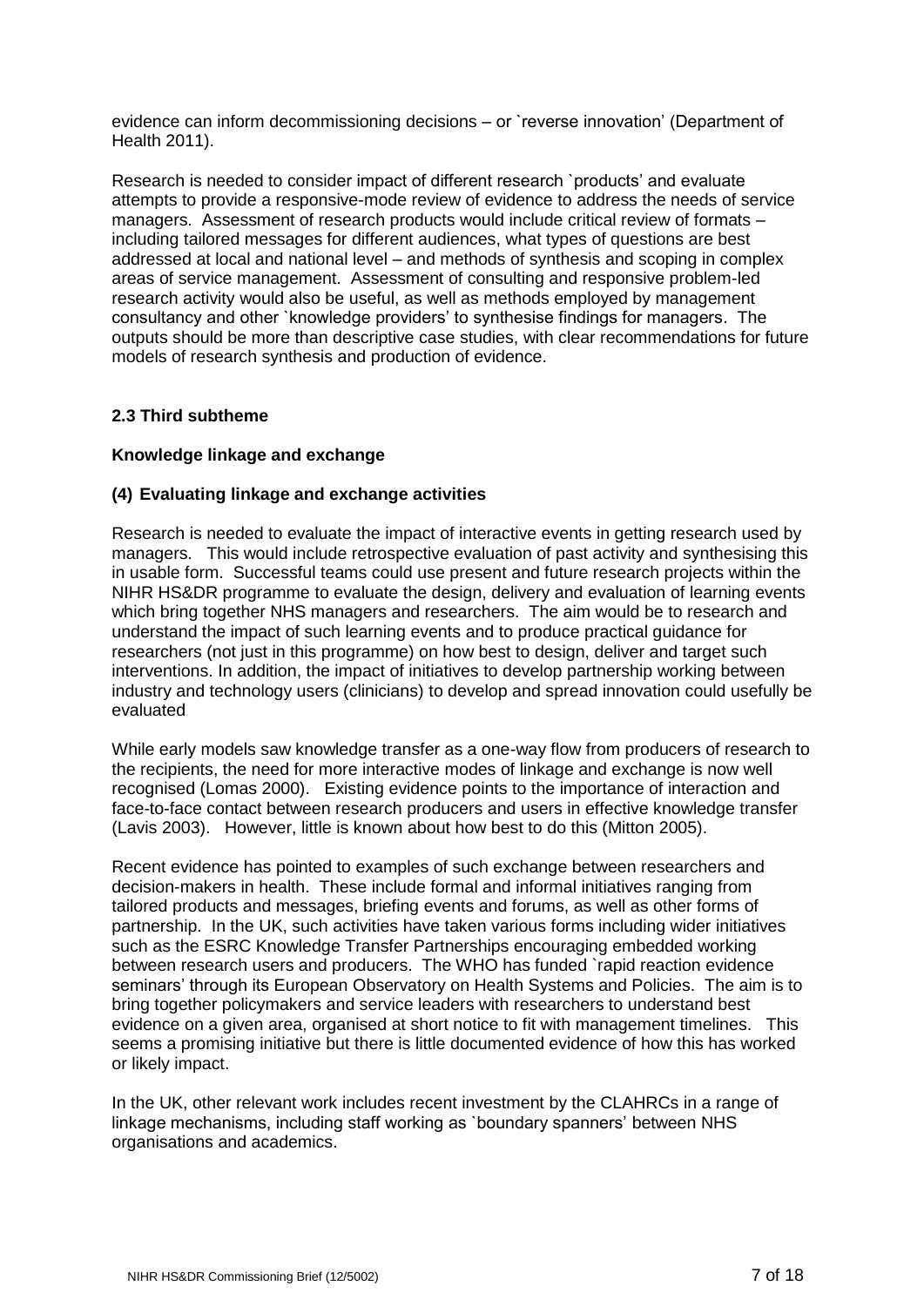evidence can inform decommissioning decisions – or `reverse innovation' (Department of Health 2011).

Research is needed to consider impact of different research `products' and evaluate attempts to provide a responsive-mode review of evidence to address the needs of service managers. Assessment of research products would include critical review of formats – including tailored messages for different audiences, what types of questions are best addressed at local and national level – and methods of synthesis and scoping in complex areas of service management. Assessment of consulting and responsive problem-led research activity would also be useful, as well as methods employed by management consultancy and other `knowledge providers' to synthesise findings for managers. The outputs should be more than descriptive case studies, with clear recommendations for future models of research synthesis and production of evidence.

### 2.3 Third subtheme

**Knowledge linkage and exchange**

**(4) Evaluating linkage and exchange activities**

Research is needed to evaluate the impact of interactive events in getting research used by managers. This would include retrospective evaluation of past activity and synthesising this in usable form. Successful teams could use present and future research projects within the NIHR HS&DR programme to evaluate the design, delivery and evaluation of learning events which bring together NHS managers and researchers. The aim would be to research and understand the impact of such learning events and to produce practical guidance for researchers (not just in this programme) on how best to design, deliver and target such interventions. In addition, the impact of initiatives to develop partnership working between industry and technology users (clinicians) to develop and spread innovation could usefully be evaluated

While early models saw knowledge transfer as a one-way flow from producers of research to the recipients, the need for more interactive modes of linkage and exchange is now well recognised (Lomas 2000). Existing evidence points to the importance of interaction and face-to-face contact between research producers and users in effective knowledge transfer (Lavis 2003). However, little is known about how best to do this (Mitton 2005).

Recent evidence has pointed to examples of such exchange between researchers and decision-makers in health. These include formal and informal initiatives ranging from tailored products and messages, briefing events and forums, as well as other forms of partnership. In the UK, such activities have taken various forms including wider initiatives such as the ESRC Knowledge Transfer Partnerships encouraging embedded working between research users and producers. The WHO has funded `rapid reaction evidence seminars' through its European Observatory on Health Systems and Policies. The aim is to bring together policymakers and service leaders with researchers to understand best evidence on a given area, organised at short notice to fit with management timelines. This seems a promising initiative but there is little documented evidence of how this has worked or likely impact.

In the UK, other relevant work includes recent investment by the CLAHRCs in a range of linkage mechanisms, including staff working as `boundary spanners' between NHS organisations and academics.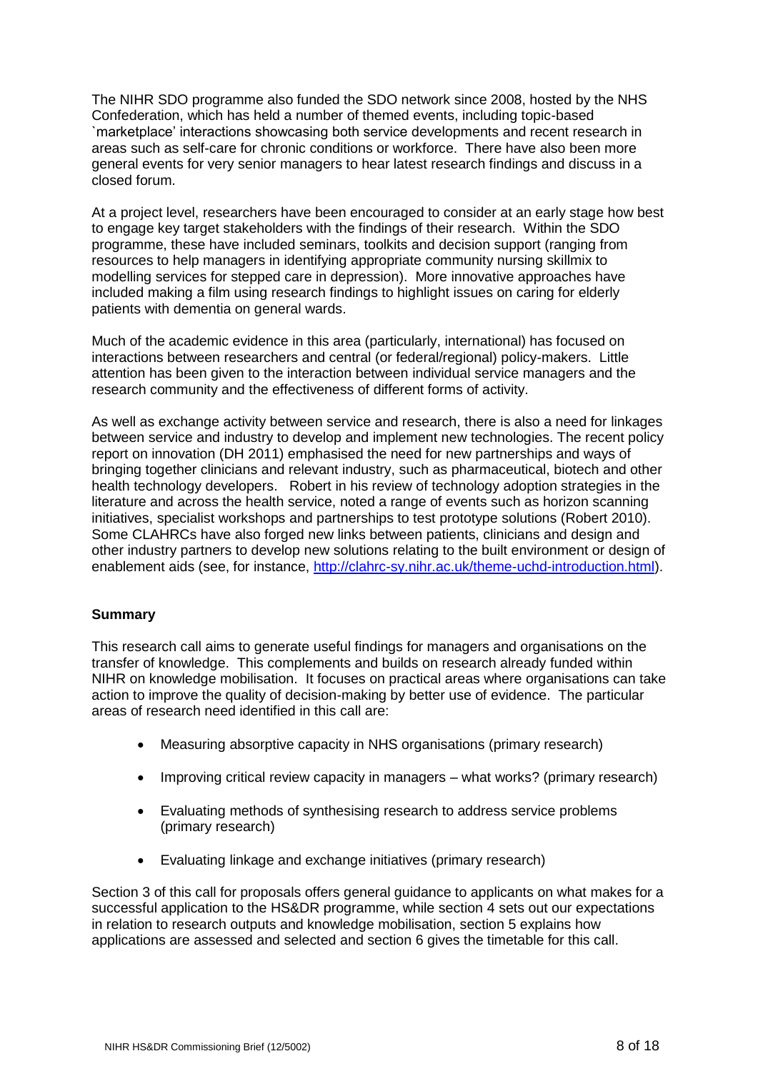The NIHR SDO programme also funded the SDO network since 2008, hosted by the NHS Confederation, which has held a number of themed events, including topic-based `marketplace' interactions showcasing both service developments and recent research in areas such as self-care for chronic conditions or workforce. There have also been more general events for very senior managers to hear latest research findings and discuss in a closed forum.

At a project level, researchers have been encouraged to consider at an early stage how best to engage key target stakeholders with the findings of their research. Within the SDO programme, these have included seminars, toolkits and decision support (ranging from resources to help managers in identifying appropriate community nursing skillmix to modelling services for stepped care in depression). More innovative approaches have included making a film using research findings to highlight issues on caring for elderly patients with dementia on general wards.

Much of the academic evidence in this area (particularly, international) has focused on interactions between researchers and central (or federal/regional) policy-makers. Little attention has been given to the interaction between individual service managers and the research community and the effectiveness of different forms of activity.

As well as exchange activity between service and research, there is also a need for linkages between service and industry to develop and implement new technologies. The recent policy report on innovation (DH 2011) emphasised the need for new partnerships and ways of bringing together clinicians and relevant industry, such as pharmaceutical, biotech and other health technology developers. Robert in his review of technology adoption strategies in the literature and across the health service, noted a range of events such as horizon scanning initiatives, specialist workshops and partnerships to test prototype solutions (Robert 2010). Some CLAHRCs have also forged new links between patients, clinicians and design and other industry partners to develop new solutions relating to the built environment or design of enablement aids (see, for instance, [http://clahrc-sy.nihr.ac.uk/theme-uchd-introduction.html](http://clahrc-sy.nihr.ac.uk/theme-uchd-introduction.html)).

**Summary**

This research call aims to generate useful findings for managers and organisations on the transfer of knowledge. This complements and builds on research already funded within NIHR on knowledge mobilisation. It focuses on practical areas where organisations can take action to improve the quality of decision-making by better use of evidence. The particular areas of research need identified in this call are:

- Measuring absorptive capacity in NHS organisations (primary research)
- Improving critical review capacity in managers – what works? (primary research)
- Evaluating methods of synthesising research to address service problems (primary research)
- Evaluating linkage and exchange initiatives (primary research)

Section 3 of this call for proposals offers general guidance to applicants on what makes for a successful application to the HS&DR programme, while section 4 sets out our expectations in relation to research outputs and knowledge mobilisation, section 5 explains how applications are assessed and selected and section 6 gives the timetable for this call.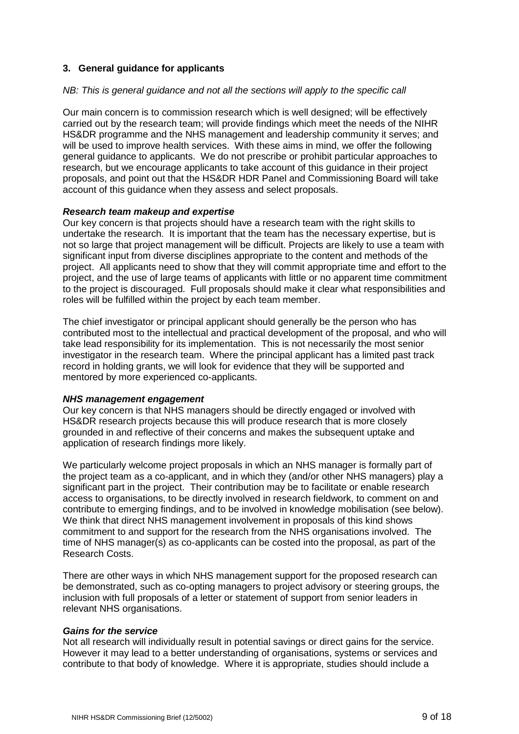## 3. General guidance for applicants

*NB: This is general guidance and not all the sections will apply to the specific call*

Our main concern is to commission research which is well designed; will be effectively carried out by the research team; will provide findings which meet the needs of the NIHR HS&DR programme and the NHS management and leadership community it serves; and will be used to improve health services. With these aims in mind, we offer the following general guidance to applicants. We do not prescribe or prohibit particular approaches to research, but we encourage applicants to take account of this guidance in their project proposals, and point out that the HS&DR HDR Panel and Commissioning Board will take account of this guidance when they assess and select proposals.

***Research team makeup and expertise***

Our key concern is that projects should have a research team with the right skills to undertake the research. It is important that the team has the necessary expertise, but is not so large that project management will be difficult. Projects are likely to use a team with significant input from diverse disciplines appropriate to the content and methods of the project. All applicants need to show that they will commit appropriate time and effort to the project, and the use of large teams of applicants with little or no apparent time commitment to the project is discouraged. Full proposals should make it clear what responsibilities and roles will be fulfilled within the project by each team member.

The chief investigator or principal applicant should generally be the person who has contributed most to the intellectual and practical development of the proposal, and who will take lead responsibility for its implementation. This is not necessarily the most senior investigator in the research team. Where the principal applicant has a limited past track record in holding grants, we will look for evidence that they will be supported and mentored by more experienced co-applicants.

***NHS management engagement***

Our key concern is that NHS managers should be directly engaged or involved with HS&DR research projects because this will produce research that is more closely grounded in and reflective of their concerns and makes the subsequent uptake and application of research findings more likely.

We particularly welcome project proposals in which an NHS manager is formally part of the project team as a co-applicant, and in which they (and/or other NHS managers) play a significant part in the project. Their contribution may be to facilitate or enable research access to organisations, to be directly involved in research fieldwork, to comment on and contribute to emerging findings, and to be involved in knowledge mobilisation (see below). We think that direct NHS management involvement in proposals of this kind shows commitment to and support for the research from the NHS organisations involved. The time of NHS manager(s) as co-applicants can be costed into the proposal, as part of the Research Costs.

There are other ways in which NHS management support for the proposed research can be demonstrated, such as co-opting managers to project advisory or steering groups, the inclusion with full proposals of a letter or statement of support from senior leaders in relevant NHS organisations.

***Gains for the service***

Not all research will individually result in potential savings or direct gains for the service. However it may lead to a better understanding of organisations, systems or services and contribute to that body of knowledge. Where it is appropriate, studies should include a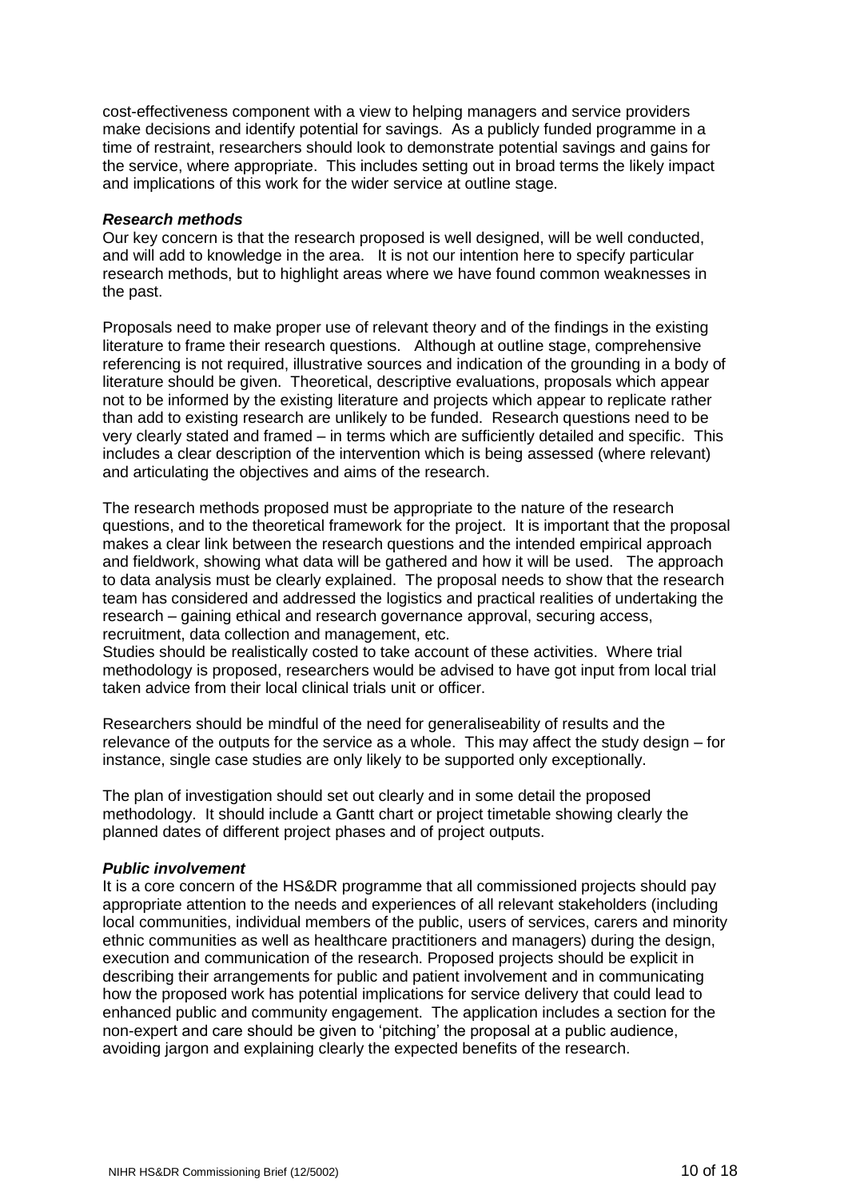cost-effectiveness component with a view to helping managers and service providers make decisions and identify potential for savings. As a publicly funded programme in a time of restraint, researchers should look to demonstrate potential savings and gains for the service, where appropriate. This includes setting out in broad terms the likely impact and implications of this work for the wider service at outline stage.

***Research methods***

Our key concern is that the research proposed is well designed, will be well conducted, and will add to knowledge in the area. It is not our intention here to specify particular research methods, but to highlight areas where we have found common weaknesses in the past.

Proposals need to make proper use of relevant theory and of the findings in the existing literature to frame their research questions. Although at outline stage, comprehensive referencing is not required, illustrative sources and indication of the grounding in a body of literature should be given. Theoretical, descriptive evaluations, proposals which appear not to be informed by the existing literature and projects which appear to replicate rather than add to existing research are unlikely to be funded. Research questions need to be very clearly stated and framed – in terms which are sufficiently detailed and specific. This includes a clear description of the intervention which is being assessed (where relevant) and articulating the objectives and aims of the research.

The research methods proposed must be appropriate to the nature of the research questions, and to the theoretical framework for the project. It is important that the proposal makes a clear link between the research questions and the intended empirical approach and fieldwork, showing what data will be gathered and how it will be used. The approach to data analysis must be clearly explained. The proposal needs to show that the research team has considered and addressed the logistics and practical realities of undertaking the research – gaining ethical and research governance approval, securing access, recruitment, data collection and management, etc.
Studies should be realistically costed to take account of these activities. Where trial methodology is proposed, researchers would be advised to have got input from local trial taken advice from their local clinical trials unit or officer.

Researchers should be mindful of the need for generaliseability of results and the relevance of the outputs for the service as a whole. This may affect the study design – for instance, single case studies are only likely to be supported only exceptionally.

The plan of investigation should set out clearly and in some detail the proposed methodology. It should include a Gantt chart or project timetable showing clearly the planned dates of different project phases and of project outputs.

***Public involvement***

It is a core concern of the HS&DR programme that all commissioned projects should pay appropriate attention to the needs and experiences of all relevant stakeholders (including local communities, individual members of the public, users of services, carers and minority ethnic communities as well as healthcare practitioners and managers) during the design, execution and communication of the research. Proposed projects should be explicit in describing their arrangements for public and patient involvement and in communicating how the proposed work has potential implications for service delivery that could lead to enhanced public and community engagement. The application includes a section for the non-expert and care should be given to 'pitching' the proposal at a public audience, avoiding jargon and explaining clearly the expected benefits of the research.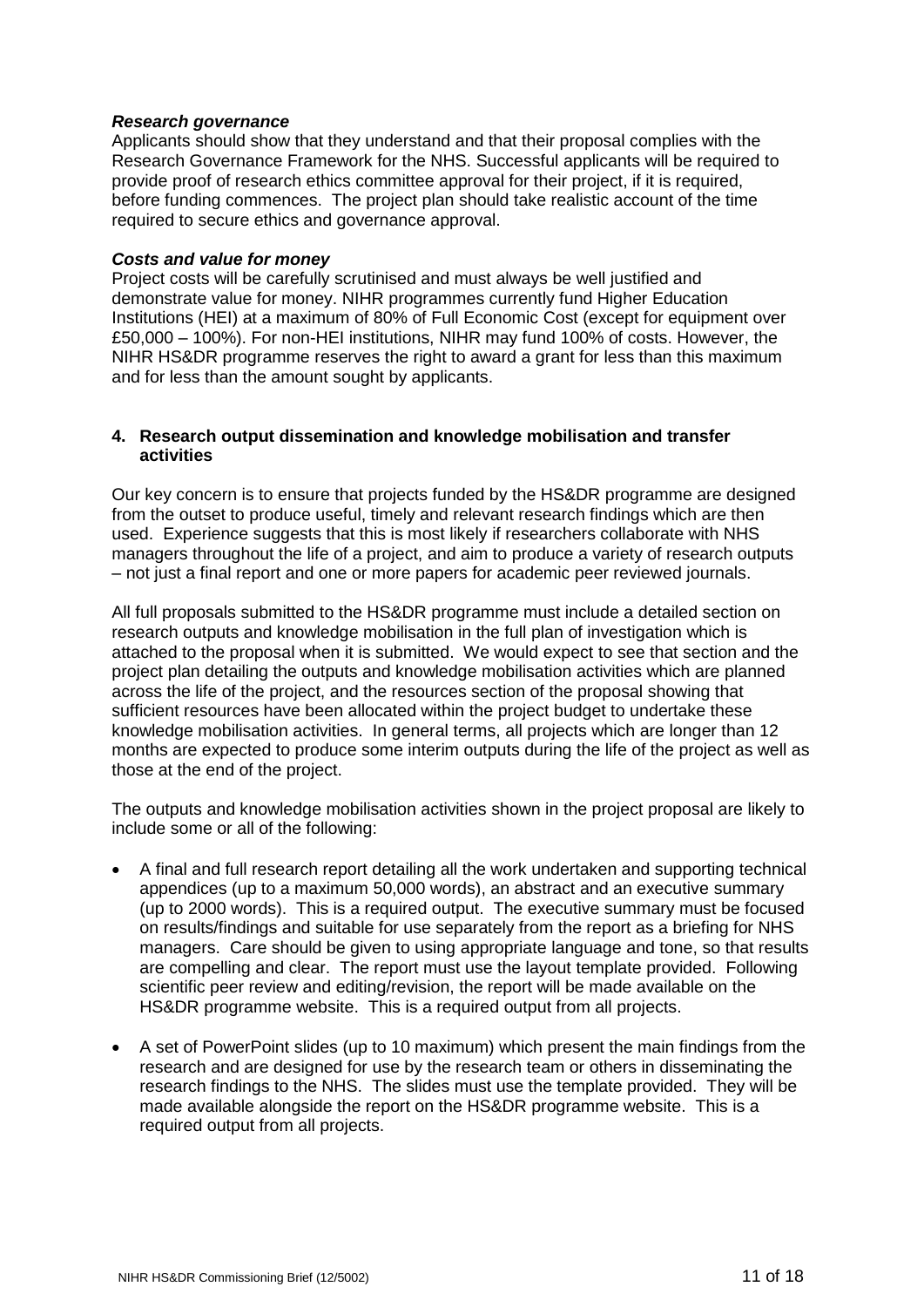***Research governance***

Applicants should show that they understand and that their proposal complies with the Research Governance Framework for the NHS. Successful applicants will be required to provide proof of research ethics committee approval for their project, if it is required, before funding commences. The project plan should take realistic account of the time required to secure ethics and governance approval.

***Costs and value for money***

Project costs will be carefully scrutinised and must always be well justified and demonstrate value for money. NIHR programmes currently fund Higher Education Institutions (HEI) at a maximum of 80% of Full Economic Cost (except for equipment over £50,000 – 100%). For non-HEI institutions, NIHR may fund 100% of costs. However, the NIHR HS&DR programme reserves the right to award a grant for less than this maximum and for less than the amount sought by applicants.

## 4. Research output dissemination and knowledge mobilisation and transfer activities

Our key concern is to ensure that projects funded by the HS&DR programme are designed from the outset to produce useful, timely and relevant research findings which are then used. Experience suggests that this is most likely if researchers collaborate with NHS managers throughout the life of a project, and aim to produce a variety of research outputs – not just a final report and one or more papers for academic peer reviewed journals.

All full proposals submitted to the HS&DR programme must include a detailed section on research outputs and knowledge mobilisation in the full plan of investigation which is attached to the proposal when it is submitted. We would expect to see that section and the project plan detailing the outputs and knowledge mobilisation activities which are planned across the life of the project, and the resources section of the proposal showing that sufficient resources have been allocated within the project budget to undertake these knowledge mobilisation activities. In general terms, all projects which are longer than 12 months are expected to produce some interim outputs during the life of the project as well as those at the end of the project.

The outputs and knowledge mobilisation activities shown in the project proposal are likely to include some or all of the following:

- A final and full research report detailing all the work undertaken and supporting technical appendices (up to a maximum 50,000 words), an abstract and an executive summary (up to 2000 words). This is a required output. The executive summary must be focused on results/findings and suitable for use separately from the report as a briefing for NHS managers. Care should be given to using appropriate language and tone, so that results are compelling and clear. The report must use the layout template provided. Following scientific peer review and editing/revision, the report will be made available on the HS&DR programme website. This is a required output from all projects.
- A set of PowerPoint slides (up to 10 maximum) which present the main findings from the research and are designed for use by the research team or others in disseminating the research findings to the NHS. The slides must use the template provided. They will be made available alongside the report on the HS&DR programme website. This is a required output from all projects.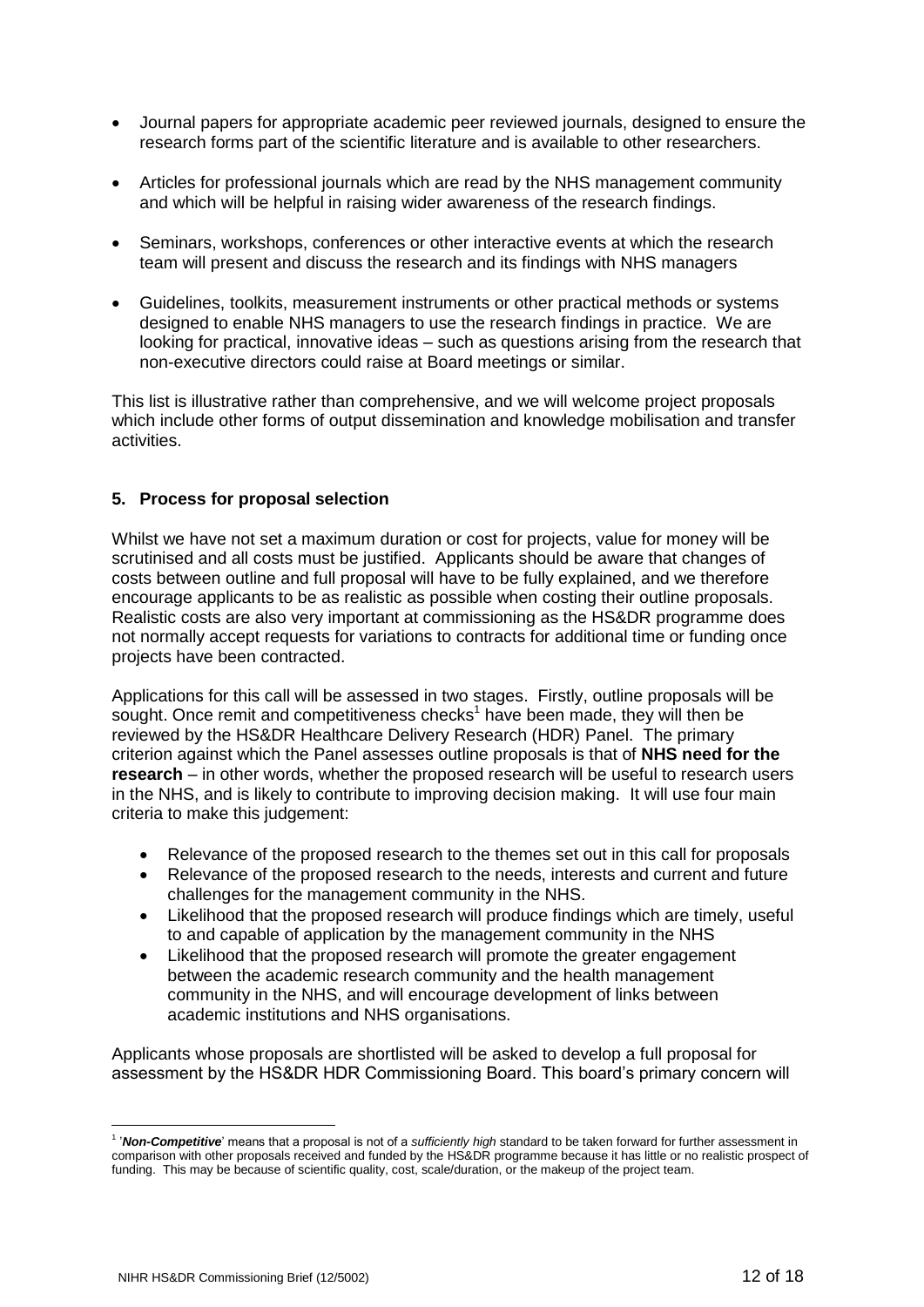- Journal papers for appropriate academic peer reviewed journals, designed to ensure the research forms part of the scientific literature and is available to other researchers.
- Articles for professional journals which are read by the NHS management community and which will be helpful in raising wider awareness of the research findings.
- Seminars, workshops, conferences or other interactive events at which the research team will present and discuss the research and its findings with NHS managers
- Guidelines, toolkits, measurement instruments or other practical methods or systems designed to enable NHS managers to use the research findings in practice. We are looking for practical, innovative ideas – such as questions arising from the research that non-executive directors could raise at Board meetings or similar.

This list is illustrative rather than comprehensive, and we will welcome project proposals which include other forms of output dissemination and knowledge mobilisation and transfer activities.

## 5. Process for proposal selection

Whilst we have not set a maximum duration or cost for projects, value for money will be scrutinised and all costs must be justified. Applicants should be aware that changes of costs between outline and full proposal will have to be fully explained, and we therefore encourage applicants to be as realistic as possible when costing their outline proposals. Realistic costs are also very important at commissioning as the HS&DR programme does not normally accept requests for variations to contracts for additional time or funding once projects have been contracted.

Applications for this call will be assessed in two stages. Firstly, outline proposals will be sought. Once remit and competitiveness checks[1] have been made, they will then be reviewed by the HS&DR Healthcare Delivery Research (HDR) Panel. The primary criterion against which the Panel assesses outline proposals is that of **NHS need for the research** – in other words, whether the proposed research will be useful to research users in the NHS, and is likely to contribute to improving decision making. It will use four main criteria to make this judgement:

- Relevance of the proposed research to the themes set out in this call for proposals
- Relevance of the proposed research to the needs, interests and current and future challenges for the management community in the NHS.
- Likelihood that the proposed research will produce findings which are timely, useful to and capable of application by the management community in the NHS
- Likelihood that the proposed research will promote the greater engagement between the academic research community and the health management community in the NHS, and will encourage development of links between academic institutions and NHS organisations.

Applicants whose proposals are shortlisted will be asked to develop a full proposal for assessment by the HS&DR HDR Commissioning Board. This board's primary concern will

[1] '***Non-Competitive***' means that a proposal is not of a *sufficiently high* standard to be taken forward for further assessment in comparison with other proposals received and funded by the HS&DR programme because it has little or no realistic prospect of funding. This may be because of scientific quality, cost, scale/duration, or the makeup of the project team.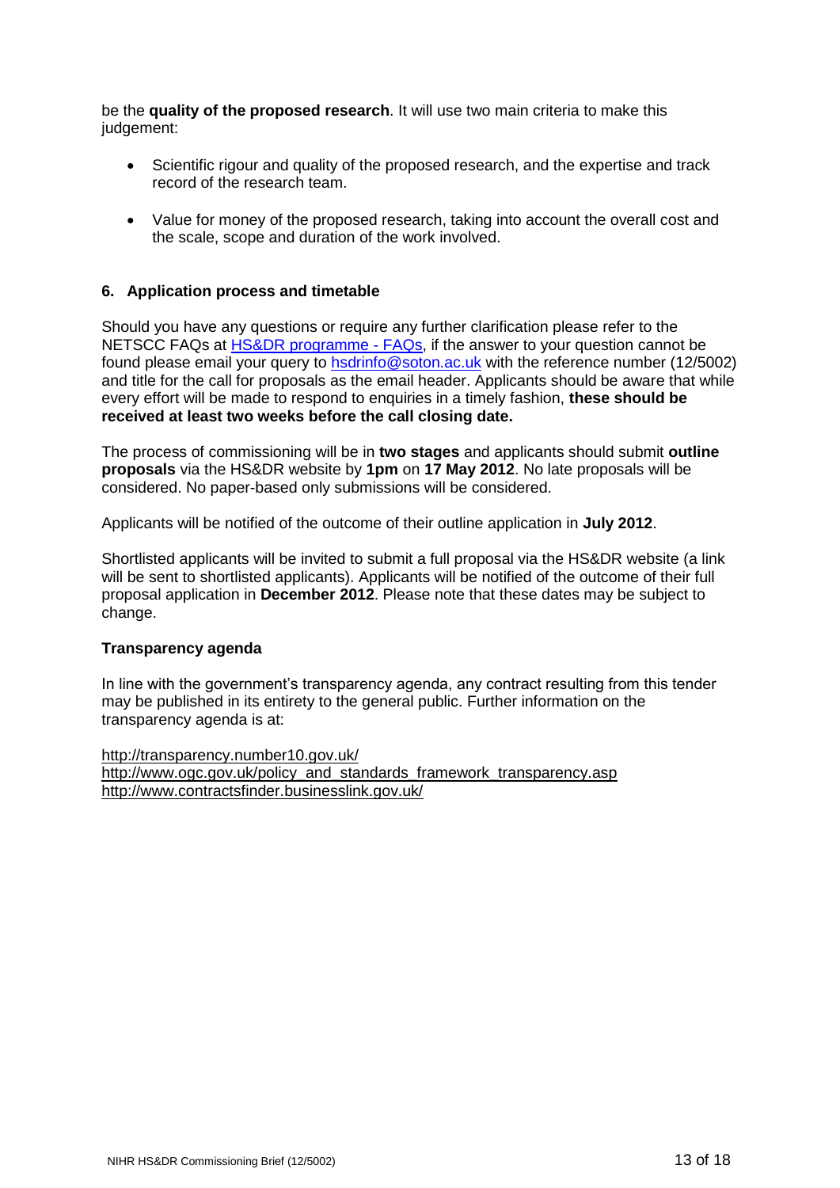be the **quality of the proposed research**. It will use two main criteria to make this judgement:

- Scientific rigour and quality of the proposed research, and the expertise and track record of the research team.
- Value for money of the proposed research, taking into account the overall cost and the scale, scope and duration of the work involved.

## 6. Application process and timetable

Should you have any questions or require any further clarification please refer to the NETSCC FAQs at HS&DR programme - FAQs, if the answer to your question cannot be found please email your query to hsdrinfo@soton.ac.uk with the reference number (12/5002) and title for the call for proposals as the email header. Applicants should be aware that while every effort will be made to respond to enquiries in a timely fashion, **these should be received at least two weeks before the call closing date.**

The process of commissioning will be in **two stages** and applicants should submit **outline proposals** via the HS&DR website by **1pm** on **17 May 2012**. No late proposals will be considered. No paper-based only submissions will be considered.

Applicants will be notified of the outcome of their outline application in **July 2012**.

Shortlisted applicants will be invited to submit a full proposal via the HS&DR website (a link will be sent to shortlisted applicants). Applicants will be notified of the outcome of their full proposal application in **December 2012**. Please note that these dates may be subject to change.

### Transparency agenda

In line with the government's transparency agenda, any contract resulting from this tender may be published in its entirety to the general public. Further information on the transparency agenda is at:

http://transparency.number10.gov.uk/
http://www.ogc.gov.uk/policy_and_standards_framework_transparency.asp
http://www.contractsfinder.businesslink.gov.uk/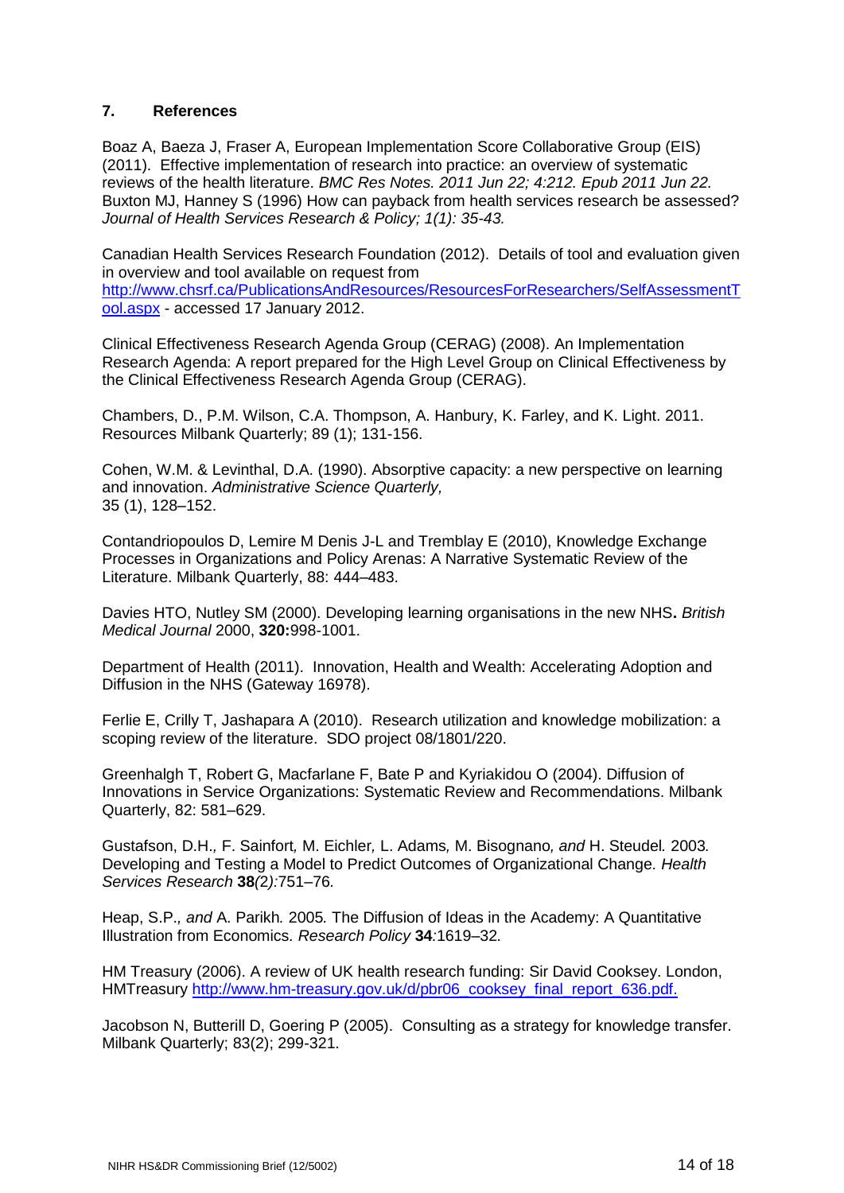## 7. References

Boaz A, Baeza J, Fraser A, European Implementation Score Collaborative Group (EIS) (2011). Effective implementation of research into practice: an overview of systematic reviews of the health literature. *BMC Res Notes. 2011 Jun 22; 4:212. Epub 2011 Jun 22.*
Buxton MJ, Hanney S (1996) How can payback from health services research be assessed? *Journal of Health Services Research & Policy; 1(1): 35-43.*

Canadian Health Services Research Foundation (2012). Details of tool and evaluation given in overview and tool available on request from http://www.chsrf.ca/PublicationsAndResources/ResourcesForResearchers/SelfAssessmentTool.aspx - accessed 17 January 2012.

Clinical Effectiveness Research Agenda Group (CERAG) (2008). An Implementation Research Agenda: A report prepared for the High Level Group on Clinical Effectiveness by the Clinical Effectiveness Research Agenda Group (CERAG).

Chambers, D., P.M. Wilson, C.A. Thompson, A. Hanbury, K. Farley, and K. Light. 2011. Resources Milbank Quarterly; 89 (1); 131-156.

Cohen, W.M. & Levinthal, D.A. (1990). Absorptive capacity: a new perspective on learning and innovation. *Administrative Science Quarterly,* 35 (1), 128–152.

Contandriopoulos D, Lemire M Denis J-L and Tremblay E (2010), Knowledge Exchange Processes in Organizations and Policy Arenas: A Narrative Systematic Review of the Literature. Milbank Quarterly, 88: 444–483.

Davies HTO, Nutley SM (2000). Developing learning organisations in the new NHS**.** *British Medical Journal* 2000, **320:**998-1001.

Department of Health (2011). Innovation, Health and Wealth: Accelerating Adoption and Diffusion in the NHS (Gateway 16978).

Ferlie E, Crilly T, Jashapara A (2010). Research utilization and knowledge mobilization: a scoping review of the literature. SDO project 08/1801/220.

Greenhalgh T, Robert G, Macfarlane F, Bate P and Kyriakidou O (2004). Diffusion of Innovations in Service Organizations: Systematic Review and Recommendations. Milbank Quarterly, 82: 581–629.

Gustafson, D.H.*,* F. Sainfort*,* M. Eichler*,* L. Adams*,* M. Bisognano*, and* H. Steudel*.* 2003*.* Developing and Testing a Model to Predict Outcomes of Organizational Change*. Health Services Research* **38***(2):*751–76*.*

Heap, S.P.*, and* A. Parikh*.* 2005*.* The Diffusion of Ideas in the Academy: A Quantitative Illustration from Economics*. Research Policy* **34***:*1619–32*.*

HM Treasury (2006). A review of UK health research funding: Sir David Cooksey. London, HMTreasury http://www.hm-treasury.gov.uk/d/pbr06_cooksey_final_report_636.pdf.

Jacobson N, Butterill D, Goering P (2005). Consulting as a strategy for knowledge transfer. Milbank Quarterly; 83(2); 299-321.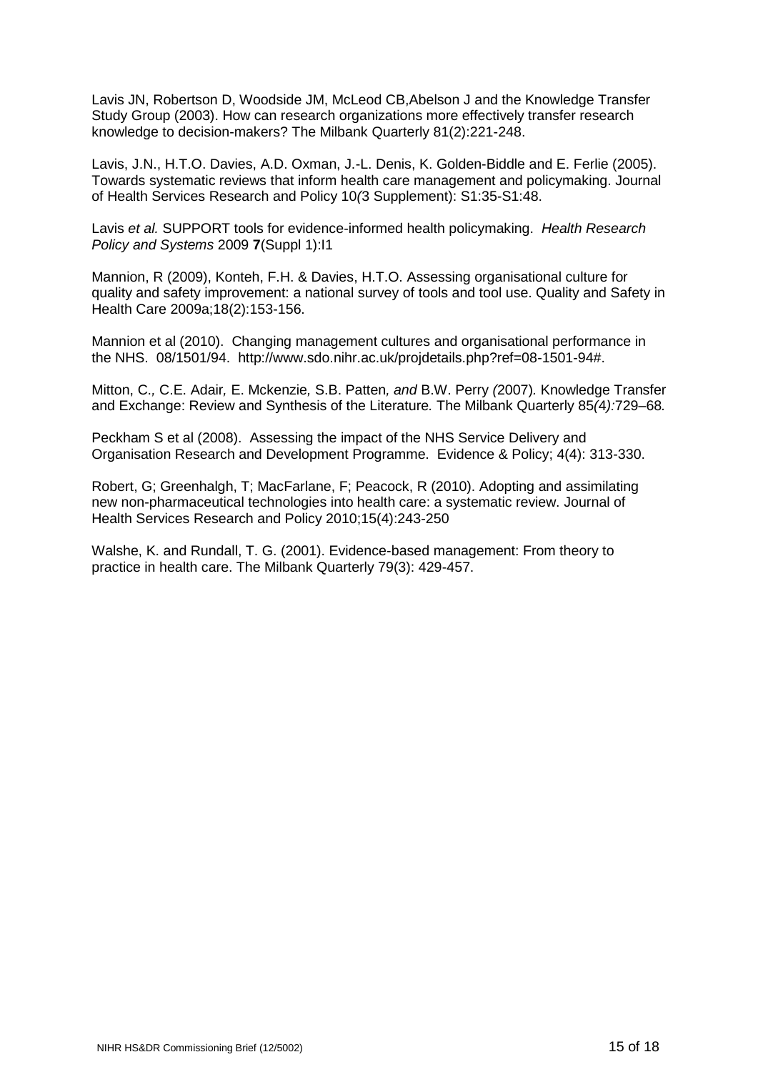Lavis JN, Robertson D, Woodside JM, McLeod CB,Abelson J and the Knowledge Transfer Study Group (2003). How can research organizations more effectively transfer research knowledge to decision-makers? The Milbank Quarterly 81(2):221-248.

Lavis, J.N., H.T.O. Davies, A.D. Oxman, J.-L. Denis, K. Golden-Biddle and E. Ferlie (2005). Towards systematic reviews that inform health care management and policymaking. Journal of Health Services Research and Policy 10*(*3 Supplement): S1:35-S1:48.

Lavis *et al.* SUPPORT tools for evidence-informed health policymaking. *Health Research Policy and Systems* 2009 **7**(Suppl 1):I1

Mannion, R (2009), Konteh, F.H. & Davies, H.T.O. Assessing organisational culture for quality and safety improvement: a national survey of tools and tool use. Quality and Safety in Health Care 2009a;18(2):153-156.

Mannion et al (2010). Changing management cultures and organisational performance in the NHS. 08/1501/94. http://www.sdo.nihr.ac.uk/projdetails.php?ref=08-1501-94#.

Mitton, C.*,* C.E. Adair*,* E. Mckenzie*,* S.B. Patten*, and* B.W. Perry *(*2007)*.* Knowledge Transfer and Exchange: Review and Synthesis of the Literature*.* The Milbank Quarterly 85*(4):*729–68*.*

Peckham S et al (2008). Assessing the impact of the NHS Service Delivery and Organisation Research and Development Programme. Evidence & Policy; 4(4): 313-330.

Robert, G; Greenhalgh, T; MacFarlane, F; Peacock, R (2010). Adopting and assimilating new non-pharmaceutical technologies into health care: a systematic review. Journal of Health Services Research and Policy 2010;15(4):243-250

Walshe, K. and Rundall, T. G. (2001). Evidence-based management: From theory to practice in health care. The Milbank Quarterly 79(3): 429-457.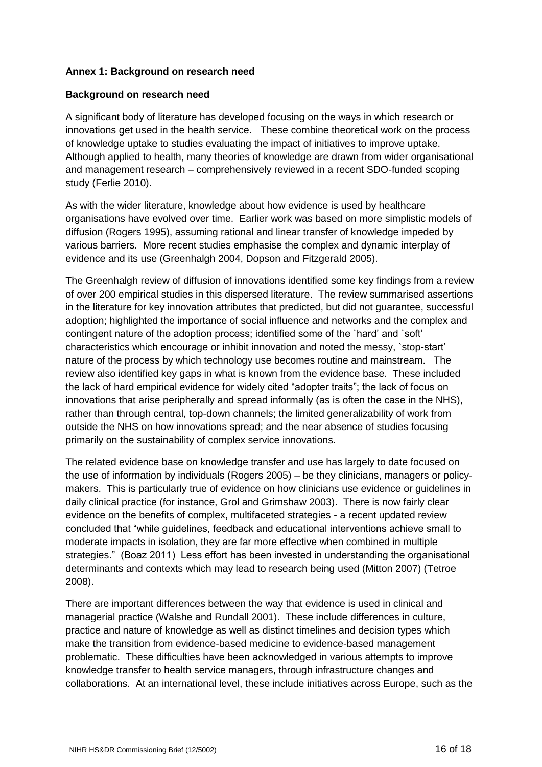**Annex 1: Background on research need**

**Background on research need**

A significant body of literature has developed focusing on the ways in which research or innovations get used in the health service. These combine theoretical work on the process of knowledge uptake to studies evaluating the impact of initiatives to improve uptake. Although applied to health, many theories of knowledge are drawn from wider organisational and management research – comprehensively reviewed in a recent SDO-funded scoping study (Ferlie 2010).

As with the wider literature, knowledge about how evidence is used by healthcare organisations have evolved over time. Earlier work was based on more simplistic models of diffusion (Rogers 1995), assuming rational and linear transfer of knowledge impeded by various barriers. More recent studies emphasise the complex and dynamic interplay of evidence and its use (Greenhalgh 2004, Dopson and Fitzgerald 2005).

The Greenhalgh review of diffusion of innovations identified some key findings from a review of over 200 empirical studies in this dispersed literature. The review summarised assertions in the literature for key innovation attributes that predicted, but did not guarantee, successful adoption; highlighted the importance of social influence and networks and the complex and contingent nature of the adoption process; identified some of the `hard' and `soft' characteristics which encourage or inhibit innovation and noted the messy, `stop-start' nature of the process by which technology use becomes routine and mainstream. The review also identified key gaps in what is known from the evidence base. These included the lack of hard empirical evidence for widely cited "adopter traits"; the lack of focus on innovations that arise peripherally and spread informally (as is often the case in the NHS), rather than through central, top-down channels; the limited generalizability of work from outside the NHS on how innovations spread; and the near absence of studies focusing primarily on the sustainability of complex service innovations.

The related evidence base on knowledge transfer and use has largely to date focused on the use of information by individuals (Rogers 2005) – be they clinicians, managers or policy-makers. This is particularly true of evidence on how clinicians use evidence or guidelines in daily clinical practice (for instance, Grol and Grimshaw 2003). There is now fairly clear evidence on the benefits of complex, multifaceted strategies - a recent updated review concluded that "while guidelines, feedback and educational interventions achieve small to moderate impacts in isolation, they are far more effective when combined in multiple strategies." (Boaz 2011) Less effort has been invested in understanding the organisational determinants and contexts which may lead to research being used (Mitton 2007) (Tetroe 2008).

There are important differences between the way that evidence is used in clinical and managerial practice (Walshe and Rundall 2001). These include differences in culture, practice and nature of knowledge as well as distinct timelines and decision types which make the transition from evidence-based medicine to evidence-based management problematic. These difficulties have been acknowledged in various attempts to improve knowledge transfer to health service managers, through infrastructure changes and collaborations. At an international level, these include initiatives across Europe, such as the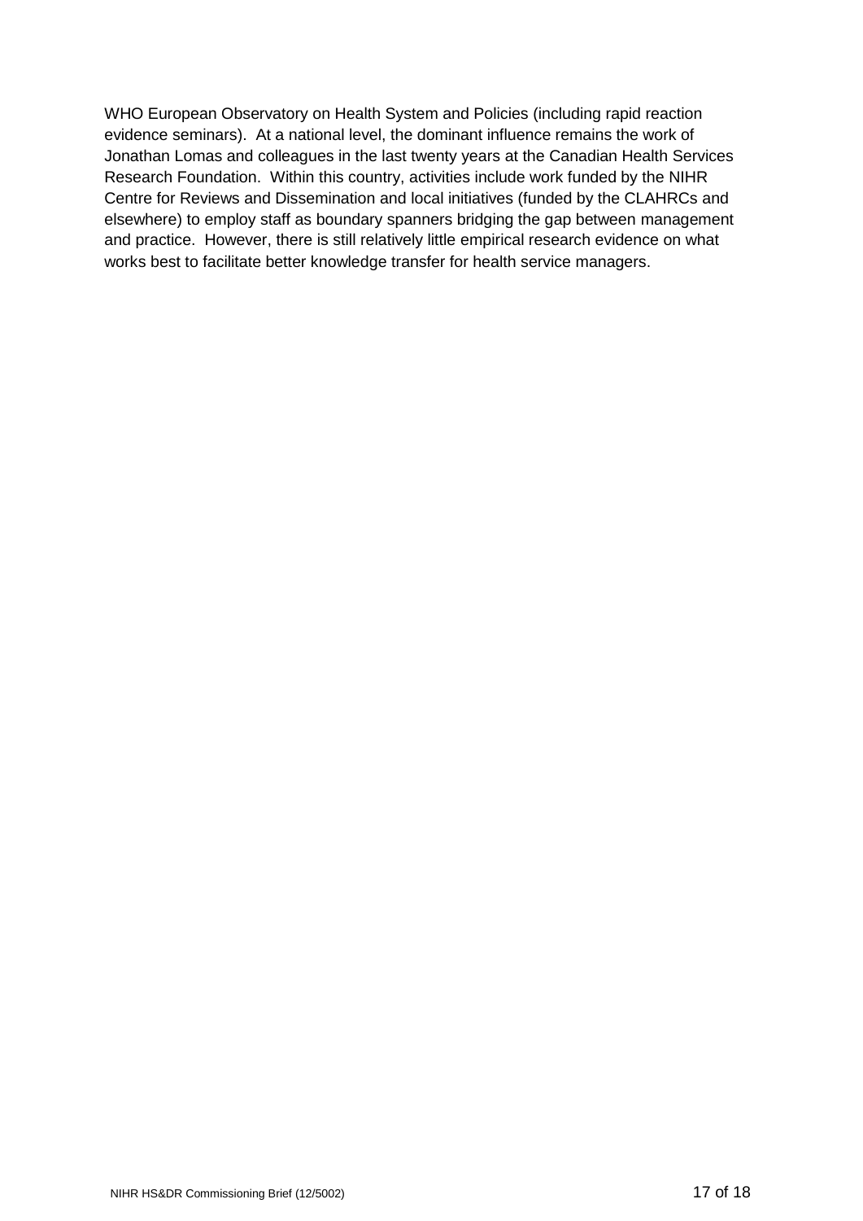WHO European Observatory on Health System and Policies (including rapid reaction evidence seminars). At a national level, the dominant influence remains the work of Jonathan Lomas and colleagues in the last twenty years at the Canadian Health Services Research Foundation. Within this country, activities include work funded by the NIHR Centre for Reviews and Dissemination and local initiatives (funded by the CLAHRCs and elsewhere) to employ staff as boundary spanners bridging the gap between management and practice. However, there is still relatively little empirical research evidence on what works best to facilitate better knowledge transfer for health service managers.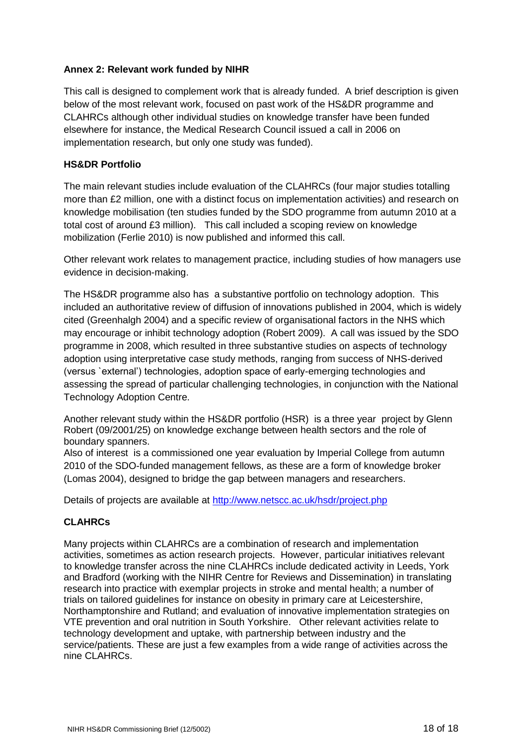**Annex 2: Relevant work funded by NIHR**

This call is designed to complement work that is already funded. A brief description is given below of the most relevant work, focused on past work of the HS&DR programme and CLAHRCs although other individual studies on knowledge transfer have been funded elsewhere for instance, the Medical Research Council issued a call in 2006 on implementation research, but only one study was funded).

**HS&DR Portfolio**

The main relevant studies include evaluation of the CLAHRCs (four major studies totalling more than £2 million, one with a distinct focus on implementation activities) and research on knowledge mobilisation (ten studies funded by the SDO programme from autumn 2010 at a total cost of around £3 million). This call included a scoping review on knowledge mobilization (Ferlie 2010) is now published and informed this call.

Other relevant work relates to management practice, including studies of how managers use evidence in decision-making.

The HS&DR programme also has a substantive portfolio on technology adoption. This included an authoritative review of diffusion of innovations published in 2004, which is widely cited (Greenhalgh 2004) and a specific review of organisational factors in the NHS which may encourage or inhibit technology adoption (Robert 2009). A call was issued by the SDO programme in 2008, which resulted in three substantive studies on aspects of technology adoption using interpretative case study methods, ranging from success of NHS-derived (versus `external') technologies, adoption space of early-emerging technologies and assessing the spread of particular challenging technologies, in conjunction with the National Technology Adoption Centre.

Another relevant study within the HS&DR portfolio (HSR) is a three year project by Glenn Robert (09/2001/25) on knowledge exchange between health sectors and the role of boundary spanners.

Also of interest is a commissioned one year evaluation by Imperial College from autumn 2010 of the SDO-funded management fellows, as these are a form of knowledge broker (Lomas 2004), designed to bridge the gap between managers and researchers.

Details of projects are available at [http://www.netscc.ac.uk/hsdr/project.php](http://www.netscc.ac.uk/hsdr/project.php)

**CLAHRCs**

Many projects within CLAHRCs are a combination of research and implementation activities, sometimes as action research projects. However, particular initiatives relevant to knowledge transfer across the nine CLAHRCs include dedicated activity in Leeds, York and Bradford (working with the NIHR Centre for Reviews and Dissemination) in translating research into practice with exemplar projects in stroke and mental health; a number of trials on tailored guidelines for instance on obesity in primary care at Leicestershire, Northamptonshire and Rutland; and evaluation of innovative implementation strategies on VTE prevention and oral nutrition in South Yorkshire. Other relevant activities relate to technology development and uptake, with partnership between industry and the service/patients. These are just a few examples from a wide range of activities across the nine CLAHRCs.